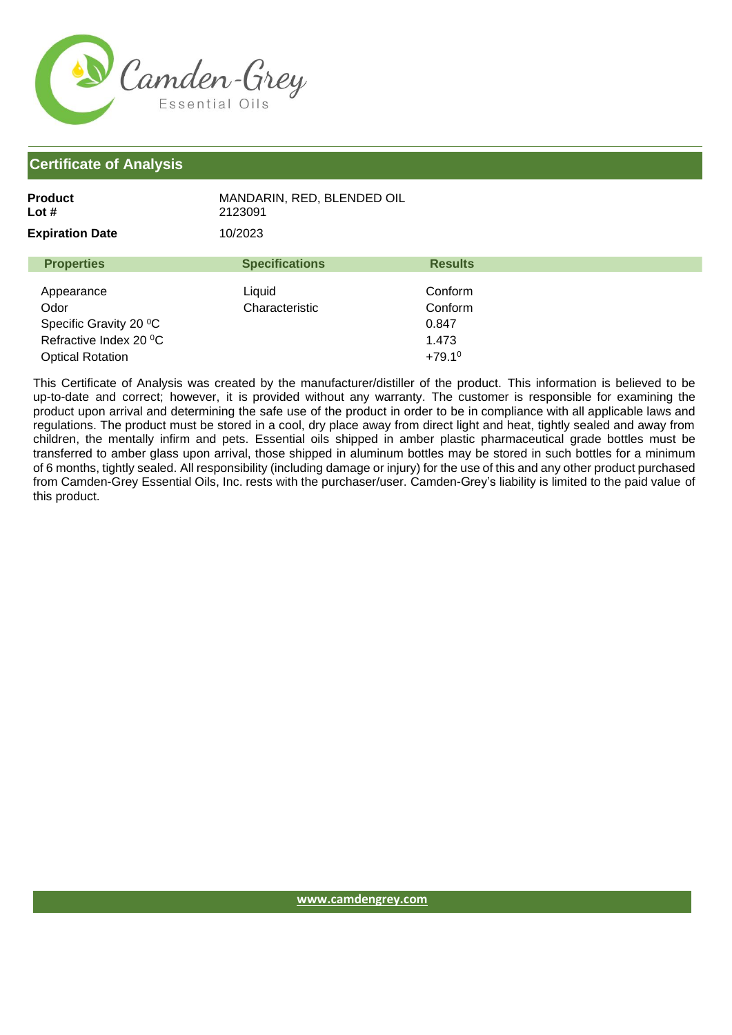Camden-Grey
Essential Oils

## Certificate of Analysis

**Product** MANDARIN, RED, BLENDED OIL
**Lot #** 2123091

**Expiration Date** 10/2023

| Properties | Specifications | Results |
|---|---|---|
| Appearance | Liquid | Conform |
| Odor | Characteristic | Conform |
| Specific Gravity 20 $^0$C | | 0.847 |
| Refractive Index 20 $^0$C | | 1.473 |
| Optical Rotation | | +79.1$^0$ |

This Certificate of Analysis was created by the manufacturer/distiller of the product. This information is believed to be up-to-date and correct; however, it is provided without any warranty. The customer is responsible for examining the product upon arrival and determining the safe use of the product in order to be in compliance with all applicable laws and regulations. The product must be stored in a cool, dry place away from direct light and heat, tightly sealed and away from children, the mentally infirm and pets. Essential oils shipped in amber plastic pharmaceutical grade bottles must be transferred to amber glass upon arrival, those shipped in aluminum bottles may be stored in such bottles for a minimum of 6 months, tightly sealed. All responsibility (including damage or injury) for the use of this and any other product purchased from Camden-Grey Essential Oils, Inc. rests with the purchaser/user. Camden-Grey's liability is limited to the paid value of this product.

www.camdengrey.com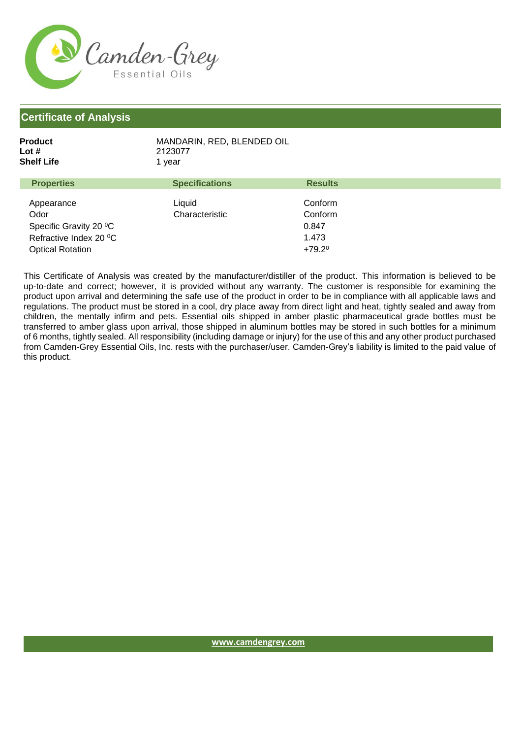Camden-Grey
Essential Oils

## Certificate of Analysis

**Product** MANDARIN, RED, BLENDED OIL
**Lot #** 2123077
**Shelf Life** 1 year

| Properties | Specifications | Results |
|---|---|---|
| Appearance | Liquid | Conform |
| Odor | Characteristic | Conform |
| Specific Gravity 20 $^0$C | | 0.847 |
| Refractive Index 20 $^0$C | | 1.473 |
| Optical Rotation | | $+79.2^0$ |

This Certificate of Analysis was created by the manufacturer/distiller of the product. This information is believed to be up-to-date and correct; however, it is provided without any warranty. The customer is responsible for examining the product upon arrival and determining the safe use of the product in order to be in compliance with all applicable laws and regulations. The product must be stored in a cool, dry place away from direct light and heat, tightly sealed and away from children, the mentally infirm and pets. Essential oils shipped in amber plastic pharmaceutical grade bottles must be transferred to amber glass upon arrival, those shipped in aluminum bottles may be stored in such bottles for a minimum of 6 months, tightly sealed. All responsibility (including damage or injury) for the use of this and any other product purchased from Camden-Grey Essential Oils, Inc. rests with the purchaser/user. Camden-Grey's liability is limited to the paid value of this product.

www.camdengrey.com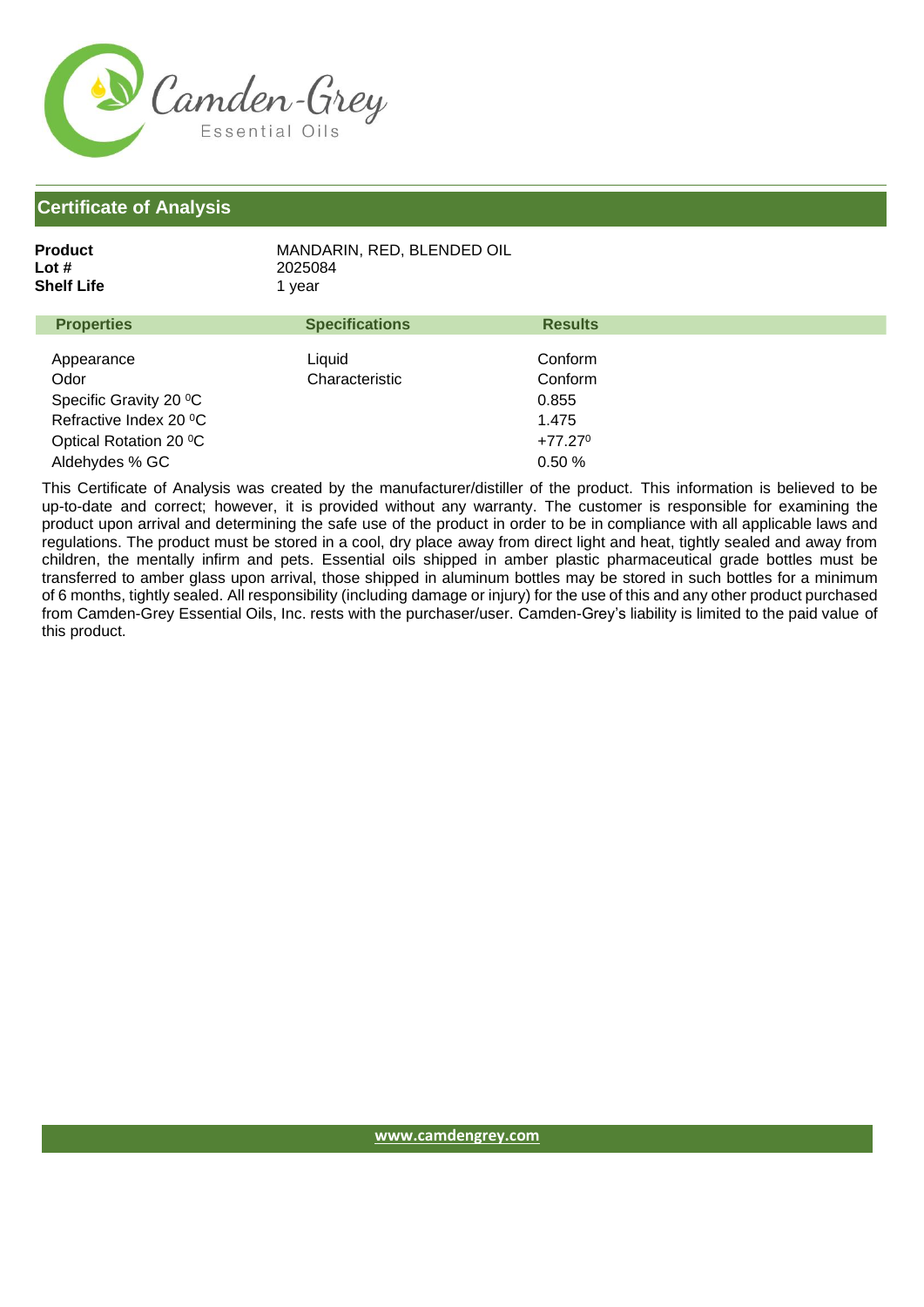Camden-Grey
Essential Oils

## Certificate of Analysis

**Product** MANDARIN, RED, BLENDED OIL
**Lot #** 2025084
**Shelf Life** 1 year

| Properties | Specifications | Results |
|---|---|---|
| Appearance | Liquid | Conform |
| Odor | Characteristic | Conform |
| Specific Gravity 20 ⁰C | | 0.855 |
| Refractive Index 20 ⁰C | | 1.475 |
| Optical Rotation 20 ⁰C | | +77.27⁰ |
| Aldehydes % GC | | 0.50 % |

This Certificate of Analysis was created by the manufacturer/distiller of the product. This information is believed to be up-to-date and correct; however, it is provided without any warranty. The customer is responsible for examining the product upon arrival and determining the safe use of the product in order to be in compliance with all applicable laws and regulations. The product must be stored in a cool, dry place away from direct light and heat, tightly sealed and away from children, the mentally infirm and pets. Essential oils shipped in amber plastic pharmaceutical grade bottles must be transferred to amber glass upon arrival, those shipped in aluminum bottles may be stored in such bottles for a minimum of 6 months, tightly sealed. All responsibility (including damage or injury) for the use of this and any other product purchased from Camden-Grey Essential Oils, Inc. rests with the purchaser/user. Camden-Grey's liability is limited to the paid value of this product.

www.camdengrey.com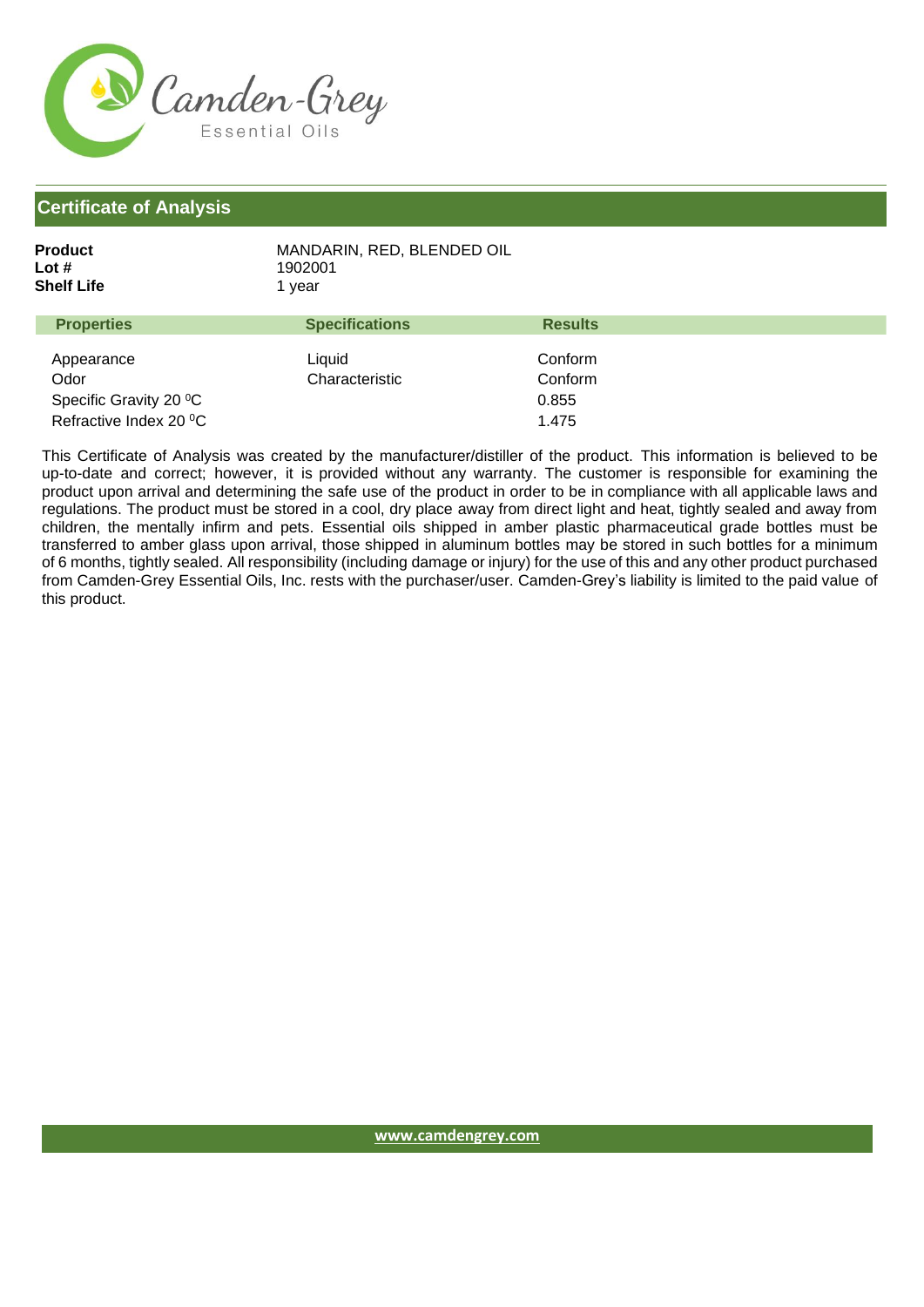Camden-Grey
Essential Oils

## Certificate of Analysis

**Product** MANDARIN, RED, BLENDED OIL
**Lot #** 1902001
**Shelf Life** 1 year

| Properties | Specifications | Results |
|---|---|---|
| Appearance | Liquid | Conform |
| Odor | Characteristic | Conform |
| Specific Gravity 20 $^0$C | | 0.855 |
| Refractive Index 20 $^0$C | | 1.475 |

This Certificate of Analysis was created by the manufacturer/distiller of the product. This information is believed to be up-to-date and correct; however, it is provided without any warranty. The customer is responsible for examining the product upon arrival and determining the safe use of the product in order to be in compliance with all applicable laws and regulations. The product must be stored in a cool, dry place away from direct light and heat, tightly sealed and away from children, the mentally infirm and pets. Essential oils shipped in amber plastic pharmaceutical grade bottles must be transferred to amber glass upon arrival, those shipped in aluminum bottles may be stored in such bottles for a minimum of 6 months, tightly sealed. All responsibility (including damage or injury) for the use of this and any other product purchased from Camden-Grey Essential Oils, Inc. rests with the purchaser/user. Camden-Grey's liability is limited to the paid value of this product.

www.camdengrey.com